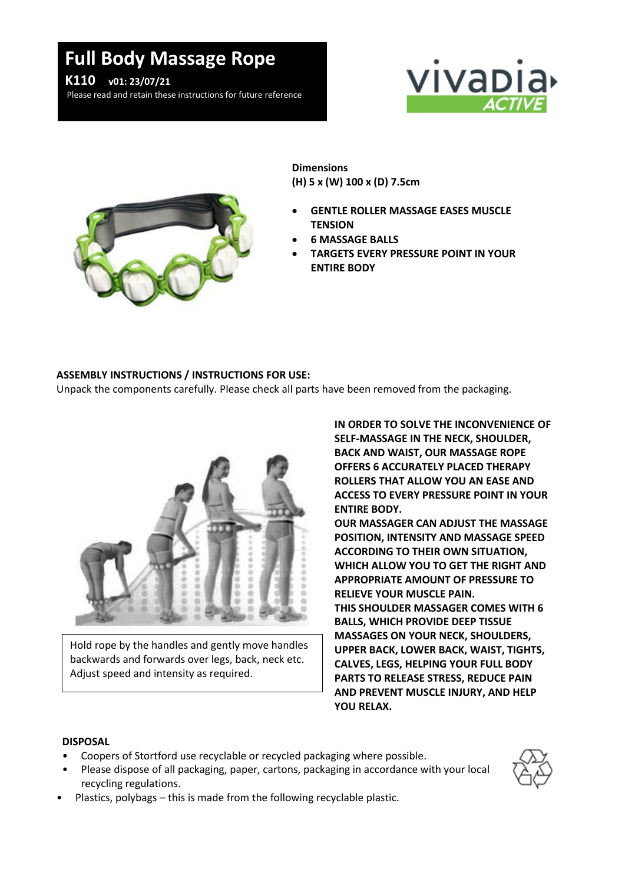# Full Body Massage Rope

**K110** **v01: 23/07/21**

Please read and retain these instructions for future reference

vivaDia ACTIVE

**Dimensions**
**(H) 5 x (W) 100 x (D) 7.5cm**

- **GENTLE ROLLER MASSAGE EASES MUSCLE TENSION**
- **6 MASSAGE BALLS**
- **TARGETS EVERY PRESSURE POINT IN YOUR ENTIRE BODY**

**ASSEMBLY INSTRUCTIONS / INSTRUCTIONS FOR USE:**

Unpack the components carefully. Please check all parts have been removed from the packaging.

Hold rope by the handles and gently move handles backwards and forwards over legs, back, neck etc. Adjust speed and intensity as required.

**IN ORDER TO SOLVE THE INCONVENIENCE OF SELF-MASSAGE IN THE NECK, SHOULDER, BACK AND WAIST, OUR MASSAGE ROPE OFFERS 6 ACCURATELY PLACED THERAPY ROLLERS THAT ALLOW YOU AN EASE AND ACCESS TO EVERY PRESSURE POINT IN YOUR ENTIRE BODY.**

**OUR MASSAGER CAN ADJUST THE MASSAGE POSITION, INTENSITY AND MASSAGE SPEED ACCORDING TO THEIR OWN SITUATION, WHICH ALLOW YOU TO GET THE RIGHT AND APPROPRIATE AMOUNT OF PRESSURE TO RELIEVE YOUR MUSCLE PAIN.**

**THIS SHOULDER MASSAGER COMES WITH 6 BALLS, WHICH PROVIDE DEEP TISSUE MASSAGES ON YOUR NECK, SHOULDERS, UPPER BACK, LOWER BACK, WAIST, TIGHTS, CALVES, LEGS, HELPING YOUR FULL BODY PARTS TO RELEASE STRESS, REDUCE PAIN AND PREVENT MUSCLE INJURY, AND HELP YOU RELAX.**

**DISPOSAL**

- Coopers of Stortford use recyclable or recycled packaging where possible.
- Please dispose of all packaging, paper, cartons, packaging in accordance with your local recycling regulations.
- Plastics, polybags – this is made from the following recyclable plastic.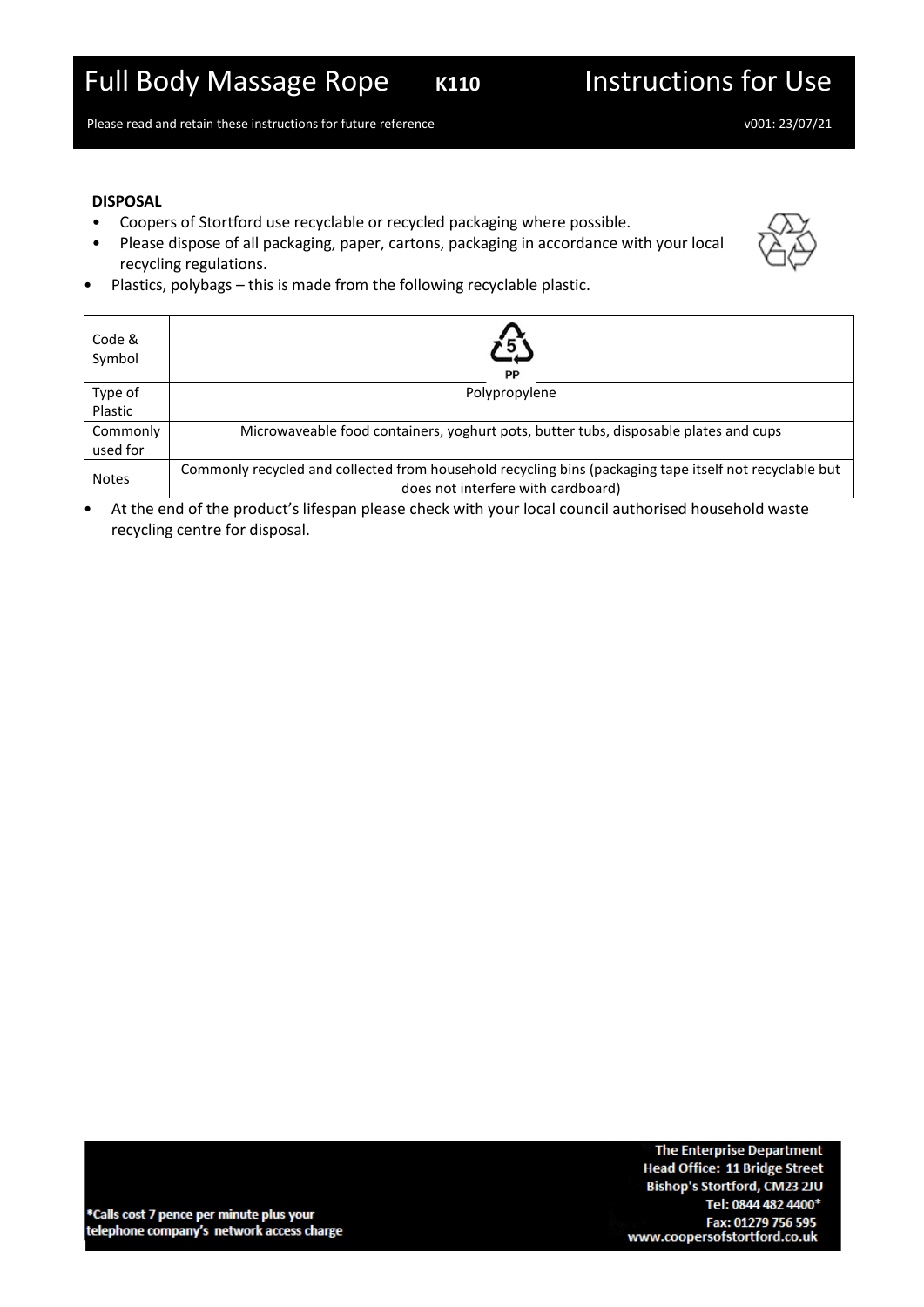**DISPOSAL**

- Coopers of Stortford use recyclable or recycled packaging where possible.
- Please dispose of all packaging, paper, cartons, packaging in accordance with your local recycling regulations.
- Plastics, polybags – this is made from the following recyclable plastic.

| | |
|---|---|
| Code & Symbol | 5 PP |
| Type of Plastic | Polypropylene |
| Commonly used for | Microwaveable food containers, yoghurt pots, butter tubs, disposable plates and cups |
| Notes | Commonly recycled and collected from household recycling bins (packaging tape itself not recyclable but does not interfere with cardboard) |

- At the end of the product's lifespan please check with your local council authorised household waste recycling centre for disposal.

*Calls cost 7 pence per minute plus your telephone company's network access charge

The Enterprise Department
Head Office: 11 Bridge Street
Bishop's Stortford, CM23 2JU
Tel: 0844 482 4400*
Fax: 01279 756 595
www.coopersofstortford.co.uk